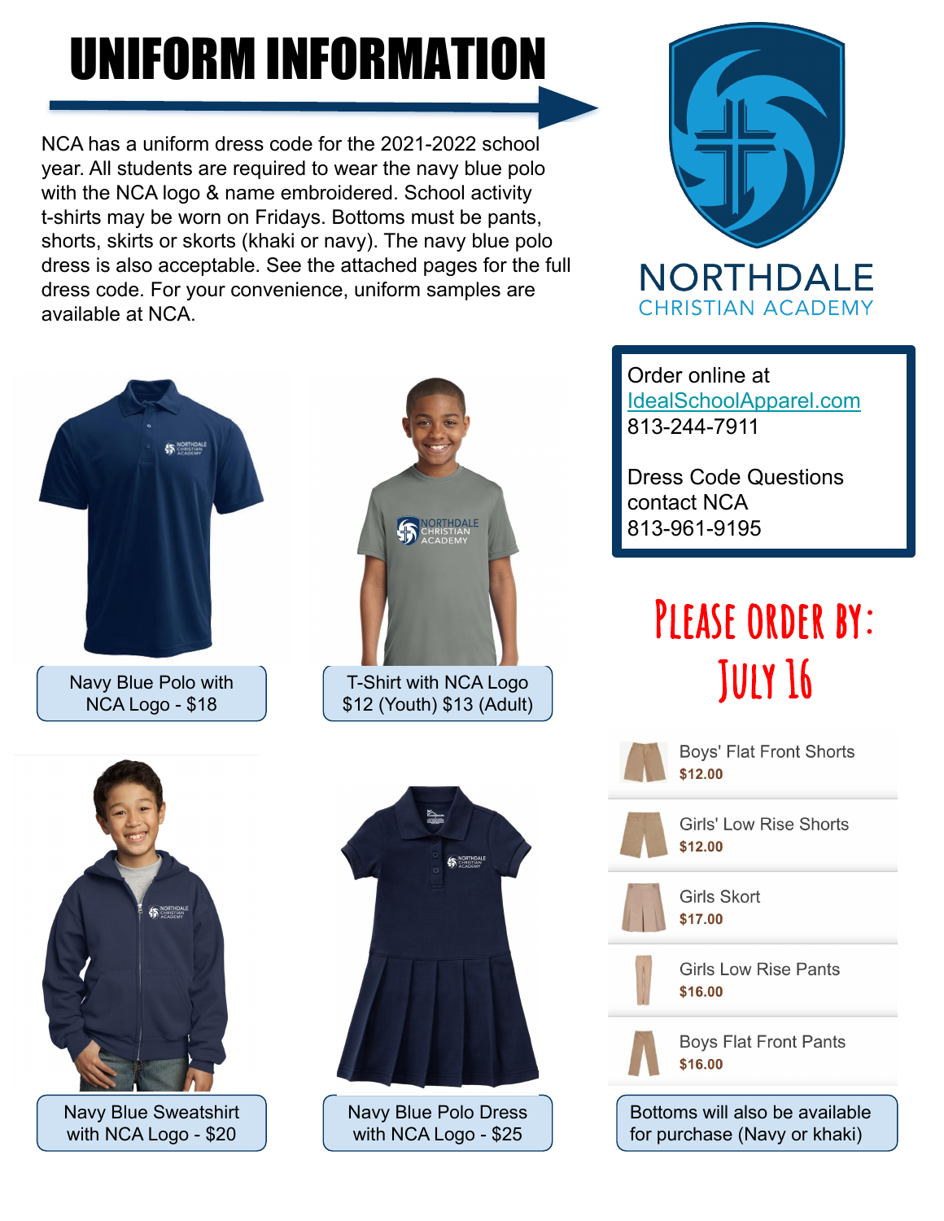# UNIFORM INFORMATION

NCA has a uniform dress code for the 2021-2022 school year. All students are required to wear the navy blue polo with the NCA logo & name embroidered. School activity t-shirts may be worn on Fridays. Bottoms must be pants, shorts, skirts or skorts (khaki or navy). The navy blue polo dress is also acceptable. See the attached pages for the full dress code. For your convenience, uniform samples are available at NCA.

NORTHDALE CHRISTIAN ACADEMY

Order online at IdealSchoolApparel.com
813-244-7911

Dress Code Questions contact NCA
813-961-9195

**PLEASE ORDER BY: JULY 16**

Navy Blue Polo with NCA Logo - $18

T-Shirt with NCA Logo $12 (Youth) $13 (Adult)

Navy Blue Sweatshirt with NCA Logo - $20

Navy Blue Polo Dress with NCA Logo - $25

- Boys' Flat Front Shorts **$12.00**
- Girls' Low Rise Shorts **$12.00**
- Girls Skort **$17.00**
- Girls Low Rise Pants **$16.00**
- Boys Flat Front Pants **$16.00**

Bottoms will also be available for purchase (Navy or khaki)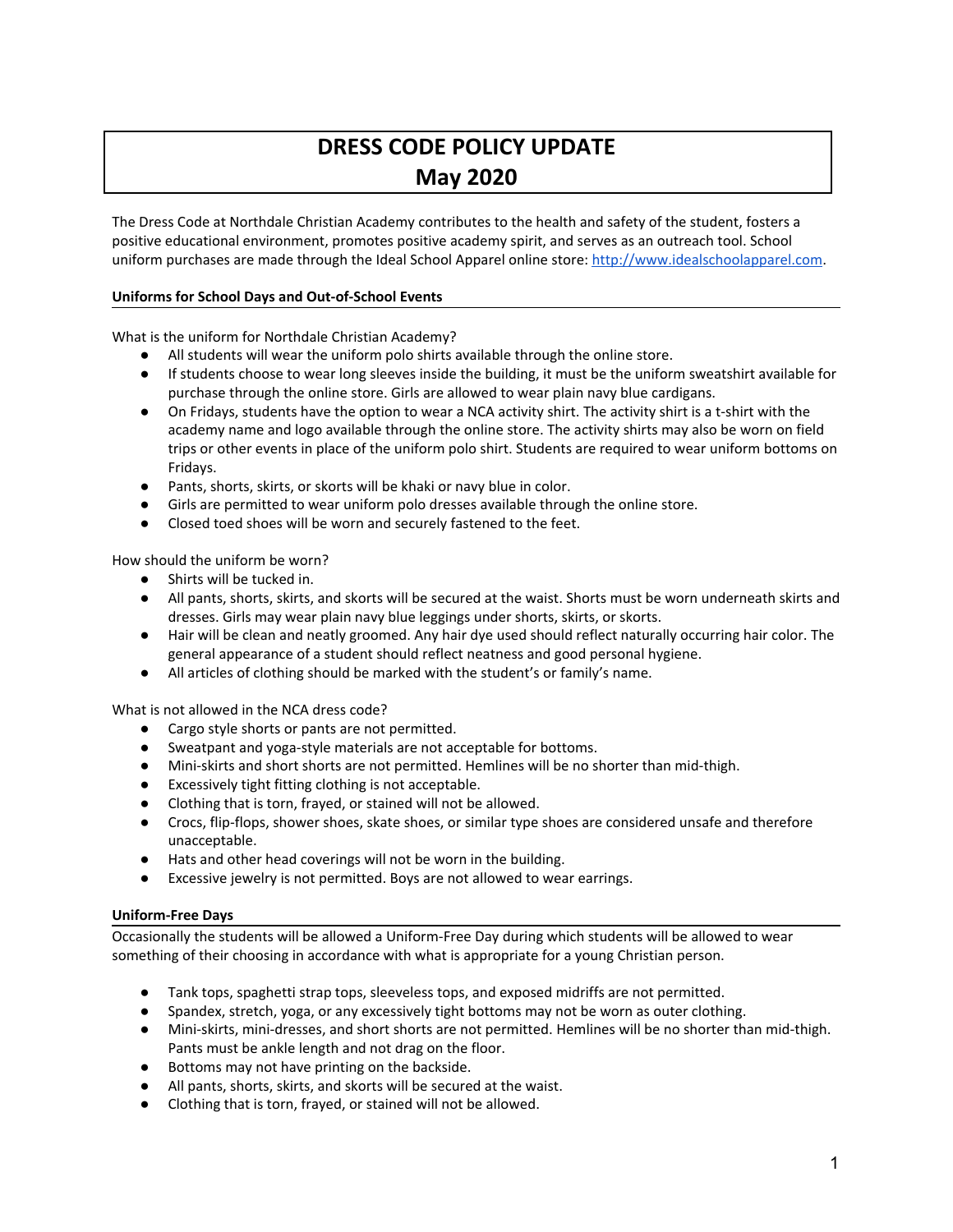# DRESS CODE POLICY UPDATE
# May 2020

The Dress Code at Northdale Christian Academy contributes to the health and safety of the student, fosters a positive educational environment, promotes positive academy spirit, and serves as an outreach tool. School uniform purchases are made through the Ideal School Apparel online store: [http://www.idealschoolapparel.com](http://www.idealschoolapparel.com).

### Uniforms for School Days and Out-of-School Events

What is the uniform for Northdale Christian Academy?

- All students will wear the uniform polo shirts available through the online store.
- If students choose to wear long sleeves inside the building, it must be the uniform sweatshirt available for purchase through the online store. Girls are allowed to wear plain navy blue cardigans.
- On Fridays, students have the option to wear a NCA activity shirt. The activity shirt is a t-shirt with the academy name and logo available through the online store. The activity shirts may also be worn on field trips or other events in place of the uniform polo shirt. Students are required to wear uniform bottoms on Fridays.
- Pants, shorts, skirts, or skorts will be khaki or navy blue in color.
- Girls are permitted to wear uniform polo dresses available through the online store.
- Closed toed shoes will be worn and securely fastened to the feet.

How should the uniform be worn?

- Shirts will be tucked in.
- All pants, shorts, skirts, and skorts will be secured at the waist. Shorts must be worn underneath skirts and dresses. Girls may wear plain navy blue leggings under shorts, skirts, or skorts.
- Hair will be clean and neatly groomed. Any hair dye used should reflect naturally occurring hair color. The general appearance of a student should reflect neatness and good personal hygiene.
- All articles of clothing should be marked with the student's or family's name.

What is not allowed in the NCA dress code?

- Cargo style shorts or pants are not permitted.
- Sweatpant and yoga-style materials are not acceptable for bottoms.
- Mini-skirts and short shorts are not permitted. Hemlines will be no shorter than mid-thigh.
- Excessively tight fitting clothing is not acceptable.
- Clothing that is torn, frayed, or stained will not be allowed.
- Crocs, flip-flops, shower shoes, skate shoes, or similar type shoes are considered unsafe and therefore unacceptable.
- Hats and other head coverings will not be worn in the building.
- Excessive jewelry is not permitted. Boys are not allowed to wear earrings.

### Uniform-Free Days

Occasionally the students will be allowed a Uniform-Free Day during which students will be allowed to wear something of their choosing in accordance with what is appropriate for a young Christian person.

- Tank tops, spaghetti strap tops, sleeveless tops, and exposed midriffs are not permitted.
- Spandex, stretch, yoga, or any excessively tight bottoms may not be worn as outer clothing.
- Mini-skirts, mini-dresses, and short shorts are not permitted. Hemlines will be no shorter than mid-thigh. Pants must be ankle length and not drag on the floor.
- Bottoms may not have printing on the backside.
- All pants, shorts, skirts, and skorts will be secured at the waist.
- Clothing that is torn, frayed, or stained will not be allowed.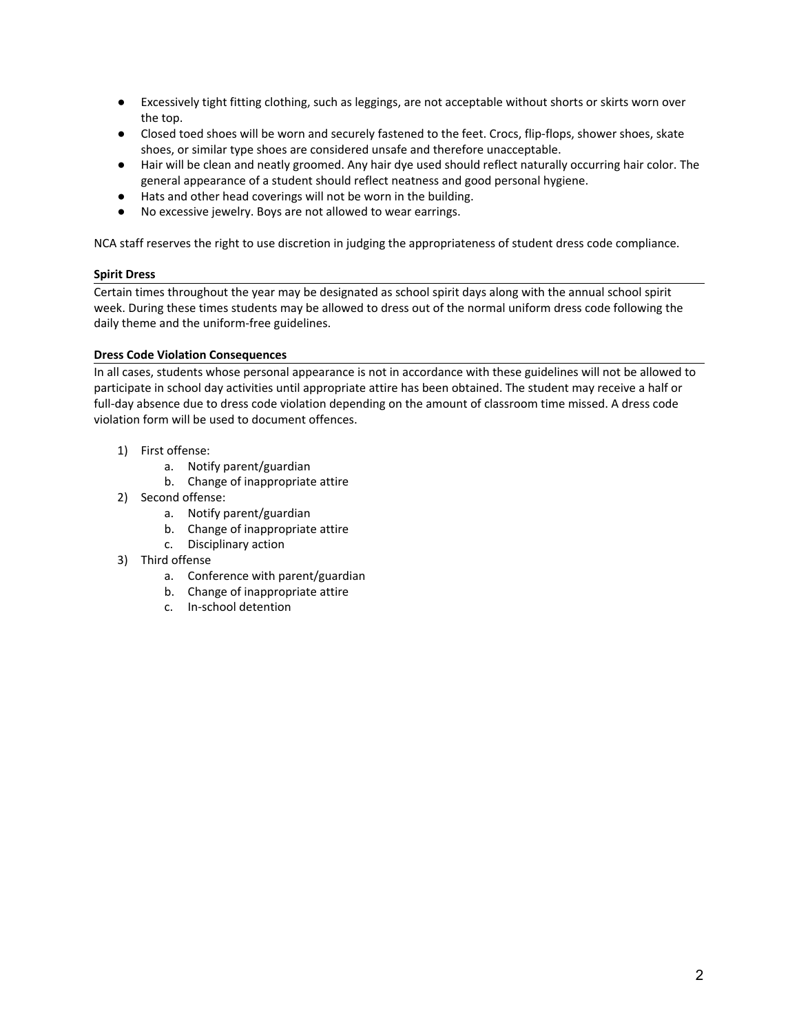- Excessively tight fitting clothing, such as leggings, are not acceptable without shorts or skirts worn over the top.
- Closed toed shoes will be worn and securely fastened to the feet. Crocs, flip-flops, shower shoes, skate shoes, or similar type shoes are considered unsafe and therefore unacceptable.
- Hair will be clean and neatly groomed. Any hair dye used should reflect naturally occurring hair color. The general appearance of a student should reflect neatness and good personal hygiene.
- Hats and other head coverings will not be worn in the building.
- No excessive jewelry. Boys are not allowed to wear earrings.

NCA staff reserves the right to use discretion in judging the appropriateness of student dress code compliance.

**Spirit Dress**

Certain times throughout the year may be designated as school spirit days along with the annual school spirit week. During these times students may be allowed to dress out of the normal uniform dress code following the daily theme and the uniform-free guidelines.

**Dress Code Violation Consequences**

In all cases, students whose personal appearance is not in accordance with these guidelines will not be allowed to participate in school day activities until appropriate attire has been obtained. The student may receive a half or full-day absence due to dress code violation depending on the amount of classroom time missed. A dress code violation form will be used to document offences.

1) First offense:
   a. Notify parent/guardian
   b. Change of inappropriate attire
2) Second offense:
   a. Notify parent/guardian
   b. Change of inappropriate attire
   c. Disciplinary action
3) Third offense
   a. Conference with parent/guardian
   b. Change of inappropriate attire
   c. In-school detention